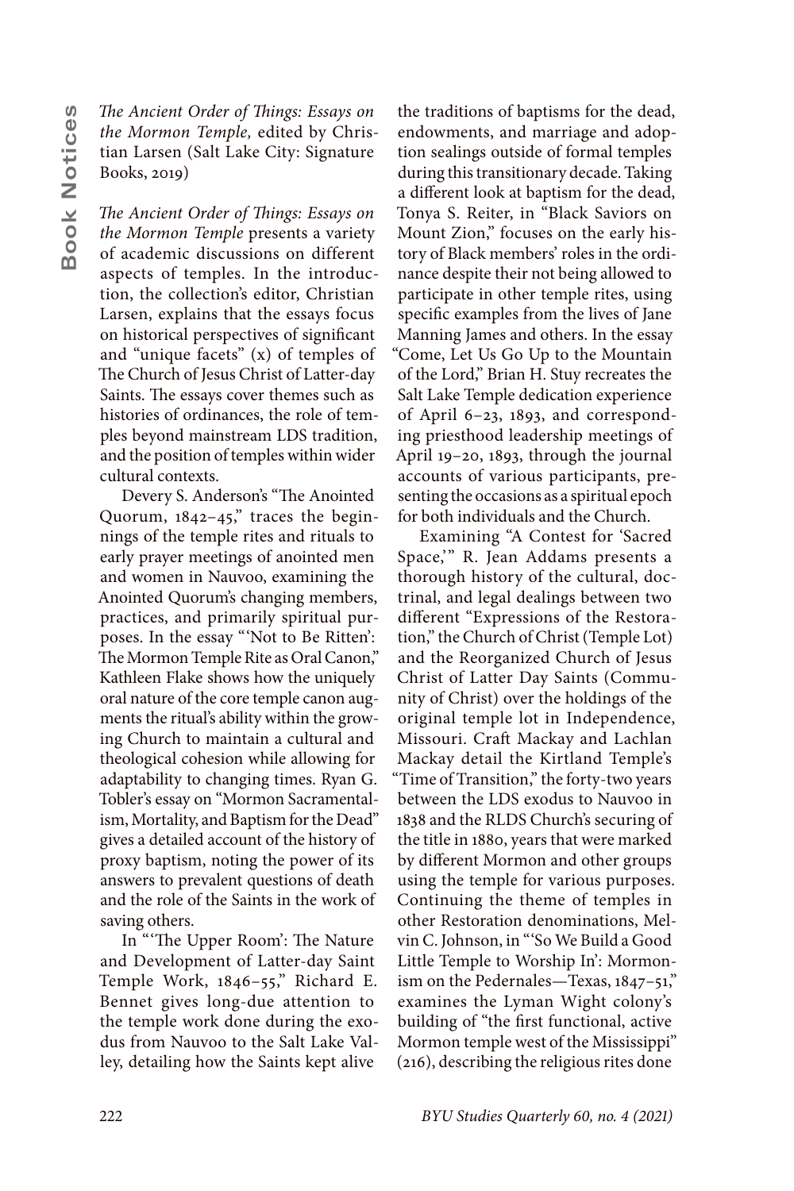*The Ancient Order of Things: Essays on the Mormon Temple,* edited by Christian Larsen (Salt Lake City: Signature Books, 2019)

*The Ancient Order of Things: Essays on the Mormon Temple* presents a variety of academic discussions on different aspects of temples. In the introduction, the collection's editor, Christian Larsen, explains that the essays focus on historical perspectives of significant and "unique facets" (x) of temples of The Church of Jesus Christ of Latter-day Saints. The essays cover themes such as histories of ordinances, the role of temples beyond mainstream LDS tradition, and the position of temples within wider cultural contexts.

Devery S. Anderson's "The Anointed Quorum, 1842–45," traces the beginnings of the temple rites and rituals to early prayer meetings of anointed men and women in Nauvoo, examining the Anointed Quorum's changing members, practices, and primarily spiritual purposes. In the essay "'Not to Be Ritten': The Mormon Temple Rite as Oral Canon," Kathleen Flake shows how the uniquely oral nature of the core temple canon augments the ritual's ability within the growing Church to maintain a cultural and theological cohesion while allowing for adaptability to changing times. Ryan G. Tobler's essay on "Mormon Sacramentalism, Mortality, and Baptism for the Dead" gives a detailed account of the history of proxy baptism, noting the power of its answers to prevalent questions of death and the role of the Saints in the work of saving others.

In "'The Upper Room': The Nature and Development of Latter-day Saint Temple Work, 1846–55," Richard E. Bennet gives long-due attention to the temple work done during the exodus from Nauvoo to the Salt Lake Valley, detailing how the Saints kept alive the traditions of baptisms for the dead, endowments, and marriage and adoption sealings outside of formal temples during this transitionary decade. Taking a different look at baptism for the dead, Tonya S. Reiter, in "Black Saviors on Mount Zion," focuses on the early history of Black members' roles in the ordinance despite their not being allowed to participate in other temple rites, using specific examples from the lives of Jane Manning James and others. In the essay "Come, Let Us Go Up to the Mountain of the Lord," Brian H. Stuy recreates the Salt Lake Temple dedication experience of April 6–23, 1893, and corresponding priesthood leadership meetings of April 19–20, 1893, through the journal accounts of various participants, presenting the occasions as a spiritual epoch for both individuals and the Church.

Examining "A Contest for 'Sacred Space,'" R. Jean Addams presents a thorough history of the cultural, doctrinal, and legal dealings between two different "Expressions of the Restoration," the Church of Christ (Temple Lot) and the Reorganized Church of Jesus Christ of Latter Day Saints (Community of Christ) over the holdings of the original temple lot in Independence, Missouri. Craft Mackay and Lachlan Mackay detail the Kirtland Temple's "Time of Transition," the forty-two years between the LDS exodus to Nauvoo in 1838 and the RLDS Church's securing of the title in 1880, years that were marked by different Mormon and other groups using the temple for various purposes. Continuing the theme of temples in other Restoration denominations, Melvin C. Johnson, in "'So We Build a Good Little Temple to Worship In': Mormonism on the Pedernales—Texas, 1847–51," examines the Lyman Wight colony's building of "the first functional, active Mormon temple west of the Mississippi" (216), describing the religious rites done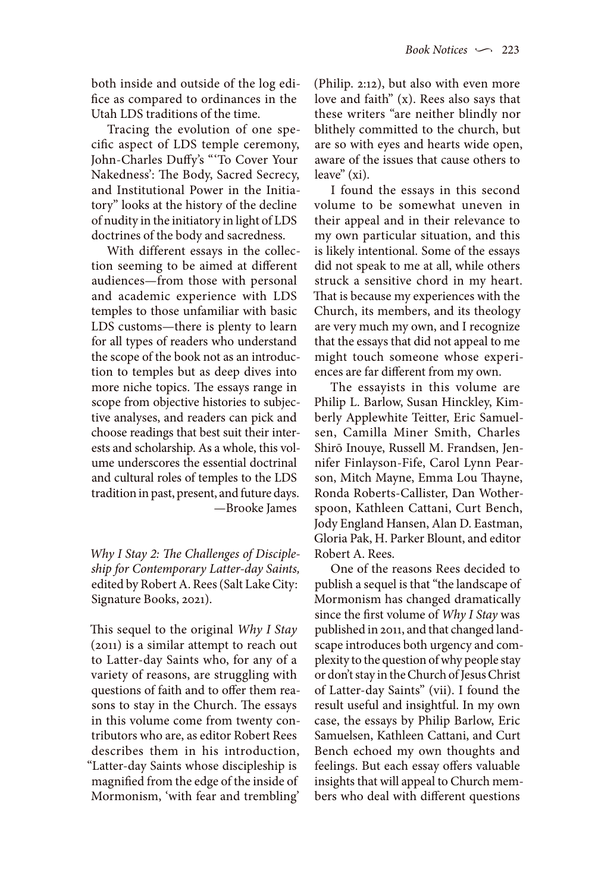both inside and outside of the log edifice as compared to ordinances in the Utah LDS traditions of the time.

Tracing the evolution of one specific aspect of LDS temple ceremony, John-Charles Duffy's "'To Cover Your Nakedness': The Body, Sacred Secrecy, and Institutional Power in the Initiatory" looks at the history of the decline of nudity in the initiatory in light of LDS doctrines of the body and sacredness.

With different essays in the collection seeming to be aimed at different audiences—from those with personal and academic experience with LDS temples to those unfamiliar with basic LDS customs—there is plenty to learn for all types of readers who understand the scope of the book not as an introduction to temples but as deep dives into more niche topics. The essays range in scope from objective histories to subjective analyses, and readers can pick and choose readings that best suit their interests and scholarship. As a whole, this volume underscores the essential doctrinal and cultural roles of temples to the LDS tradition in past, present, and future days.

—Brooke James

*Why I Stay 2: The Challenges of Discipleship for Contemporary Latter-day Saints,* edited by Robert A. Rees (Salt Lake City: Signature Books, 2021).

This sequel to the original *Why I Stay* (2011) is a similar attempt to reach out to Latter-day Saints who, for any of a variety of reasons, are struggling with questions of faith and to offer them reasons to stay in the Church. The essays in this volume come from twenty contributors who are, as editor Robert Rees describes them in his introduction, "Latter-day Saints whose discipleship is magnified from the edge of the inside of Mormonism, 'with fear and trembling' (Philip. 2:12), but also with even more love and faith" (x). Rees also says that these writers "are neither blindly nor blithely committed to the church, but are so with eyes and hearts wide open, aware of the issues that cause others to leave" (xi).

I found the essays in this second volume to be somewhat uneven in their appeal and in their relevance to my own particular situation, and this is likely intentional. Some of the essays did not speak to me at all, while others struck a sensitive chord in my heart. That is because my experiences with the Church, its members, and its theology are very much my own, and I recognize that the essays that did not appeal to me might touch someone whose experiences are far different from my own.

The essayists in this volume are Philip L. Barlow, Susan Hinckley, Kimberly Applewhite Teitter, Eric Samuelsen, Camilla Miner Smith, Charles Shirō Inouye, Russell M. Frandsen, Jennifer Finlayson-Fife, Carol Lynn Pearson, Mitch Mayne, Emma Lou Thayne, Ronda Roberts-Callister, Dan Wotherspoon, Kathleen Cattani, Curt Bench, Jody England Hansen, Alan D. Eastman, Gloria Pak, H. Parker Blount, and editor Robert A. Rees.

One of the reasons Rees decided to publish a sequel is that "the landscape of Mormonism has changed dramatically since the first volume of *Why I Stay* was published in 2011, and that changed landscape introduces both urgency and complexity to the question of why people stay or don't stay in the Church of Jesus Christ of Latter-day Saints" (vii). I found the result useful and insightful. In my own case, the essays by Philip Barlow, Eric Samuelsen, Kathleen Cattani, and Curt Bench echoed my own thoughts and feelings. But each essay offers valuable insights that will appeal to Church members who deal with different questions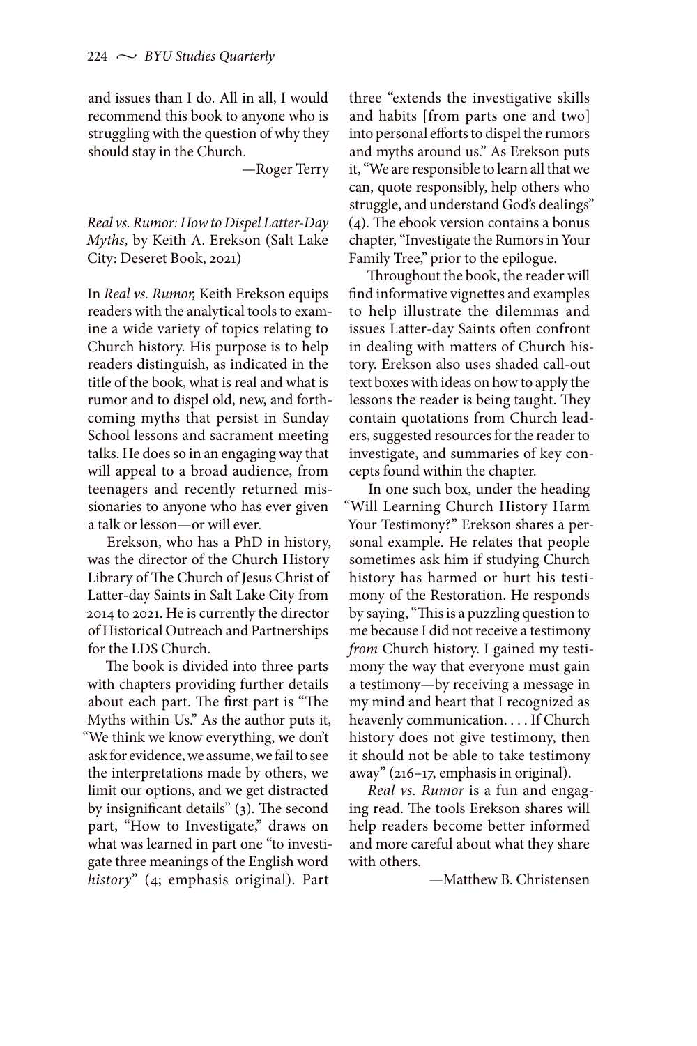and issues than I do. All in all, I would recommend this book to anyone who is struggling with the question of why they should stay in the Church.

—Roger Terry

*Real vs. Rumor: How to Dispel Latter-Day Myths,* by Keith A. Erekson (Salt Lake City: Deseret Book, 2021)

In *Real vs. Rumor,* Keith Erekson equips readers with the analytical tools to examine a wide variety of topics relating to Church history. His purpose is to help readers distinguish, as indicated in the title of the book, what is real and what is rumor and to dispel old, new, and forthcoming myths that persist in Sunday School lessons and sacrament meeting talks. He does so in an engaging way that will appeal to a broad audience, from teenagers and recently returned missionaries to anyone who has ever given a talk or lesson—or will ever.

Erekson, who has a PhD in history, was the director of the Church History Library of The Church of Jesus Christ of Latter-day Saints in Salt Lake City from 2014 to 2021. He is currently the director of Historical Outreach and Partnerships for the LDS Church.

The book is divided into three parts with chapters providing further details about each part. The first part is "The Myths within Us." As the author puts it, "We think we know everything, we don't ask for evidence, we assume, we fail to see the interpretations made by others, we limit our options, and we get distracted by insignificant details" (3). The second part, "How to Investigate," draws on what was learned in part one "to investigate three meanings of the English word *history*" (4; emphasis original). Part three "extends the investigative skills and habits [from parts one and two] into personal efforts to dispel the rumors and myths around us." As Erekson puts it, "We are responsible to learn all that we can, quote responsibly, help others who struggle, and understand God's dealings" (4). The ebook version contains a bonus chapter, "Investigate the Rumors in Your Family Tree," prior to the epilogue.

Throughout the book, the reader will find informative vignettes and examples to help illustrate the dilemmas and issues Latter-day Saints often confront in dealing with matters of Church history. Erekson also uses shaded call-out text boxes with ideas on how to apply the lessons the reader is being taught. They contain quotations from Church leaders, suggested resources for the reader to investigate, and summaries of key concepts found within the chapter.

In one such box, under the heading "Will Learning Church History Harm Your Testimony?" Erekson shares a personal example. He relates that people sometimes ask him if studying Church history has harmed or hurt his testimony of the Restoration. He responds by saying, "This is a puzzling question to me because I did not receive a testimony *from* Church history. I gained my testimony the way that everyone must gain a testimony—by receiving a message in my mind and heart that I recognized as heavenly communication. . . . If Church history does not give testimony, then it should not be able to take testimony away" (216–17, emphasis in original).

*Real vs. Rumor* is a fun and engaging read. The tools Erekson shares will help readers become better informed and more careful about what they share with others.

—Matthew B. Christensen